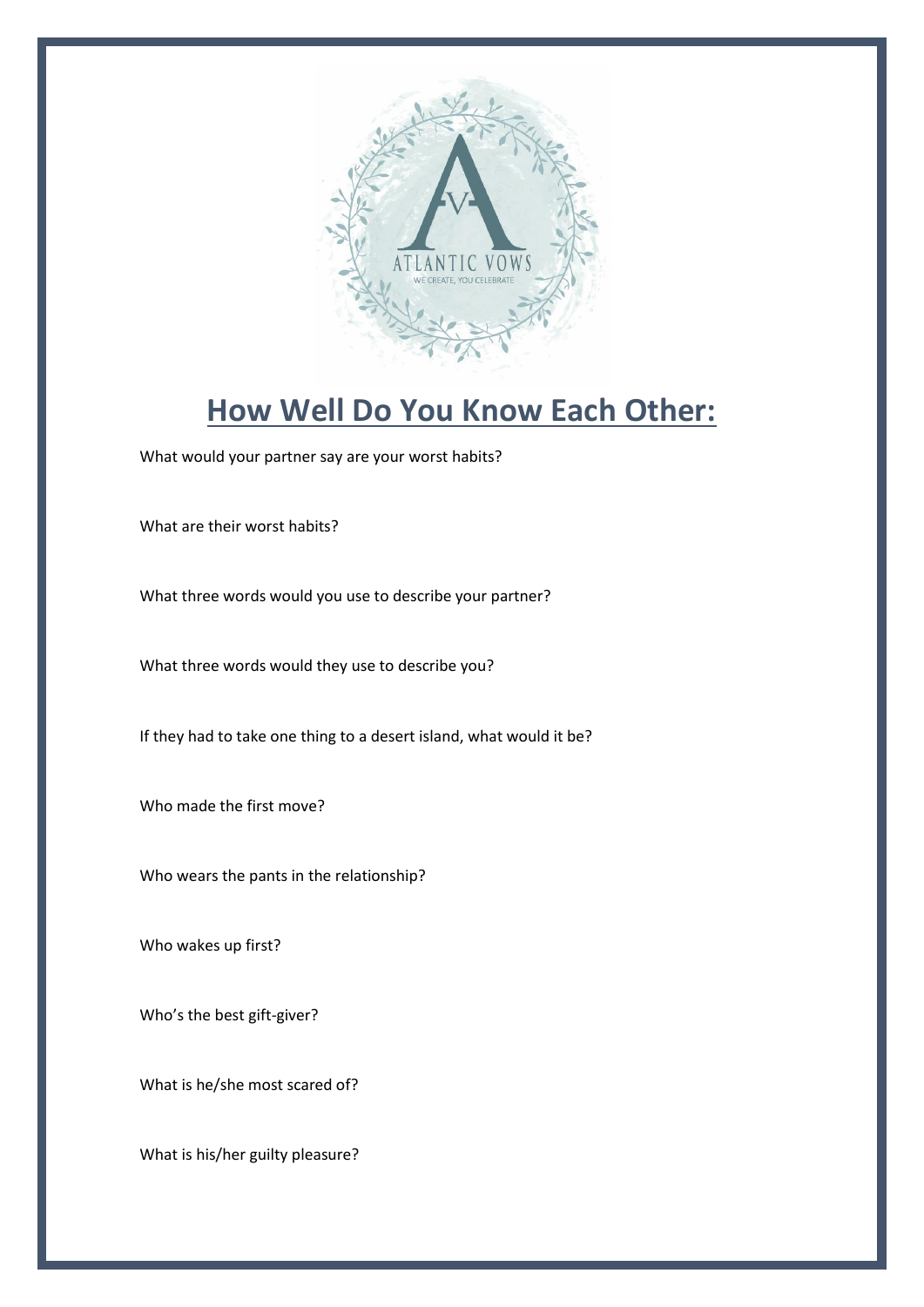# How Well Do You Know Each Other:

What would your partner say are your worst habits?

What are their worst habits?

What three words would you use to describe your partner?

What three words would they use to describe you?

If they had to take one thing to a desert island, what would it be?

Who made the first move?

Who wears the pants in the relationship?

Who wakes up first?

Who's the best gift-giver?

What is he/she most scared of?

What is his/her guilty pleasure?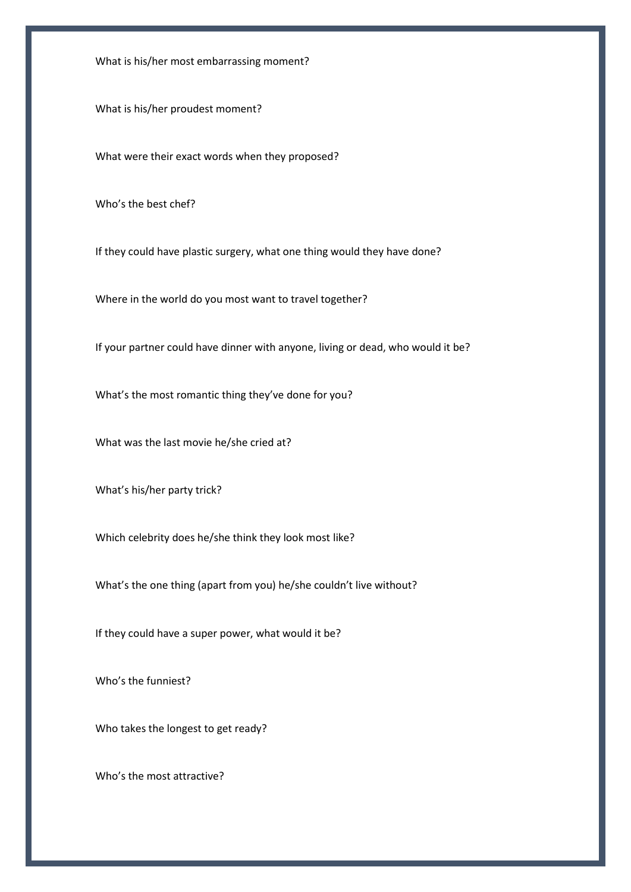What is his/her most embarrassing moment?

What is his/her proudest moment?

What were their exact words when they proposed?

Who's the best chef?

If they could have plastic surgery, what one thing would they have done?

Where in the world do you most want to travel together?

If your partner could have dinner with anyone, living or dead, who would it be?

What's the most romantic thing they've done for you?

What was the last movie he/she cried at?

What's his/her party trick?

Which celebrity does he/she think they look most like?

What's the one thing (apart from you) he/she couldn't live without?

If they could have a super power, what would it be?

Who's the funniest?

Who takes the longest to get ready?

Who's the most attractive?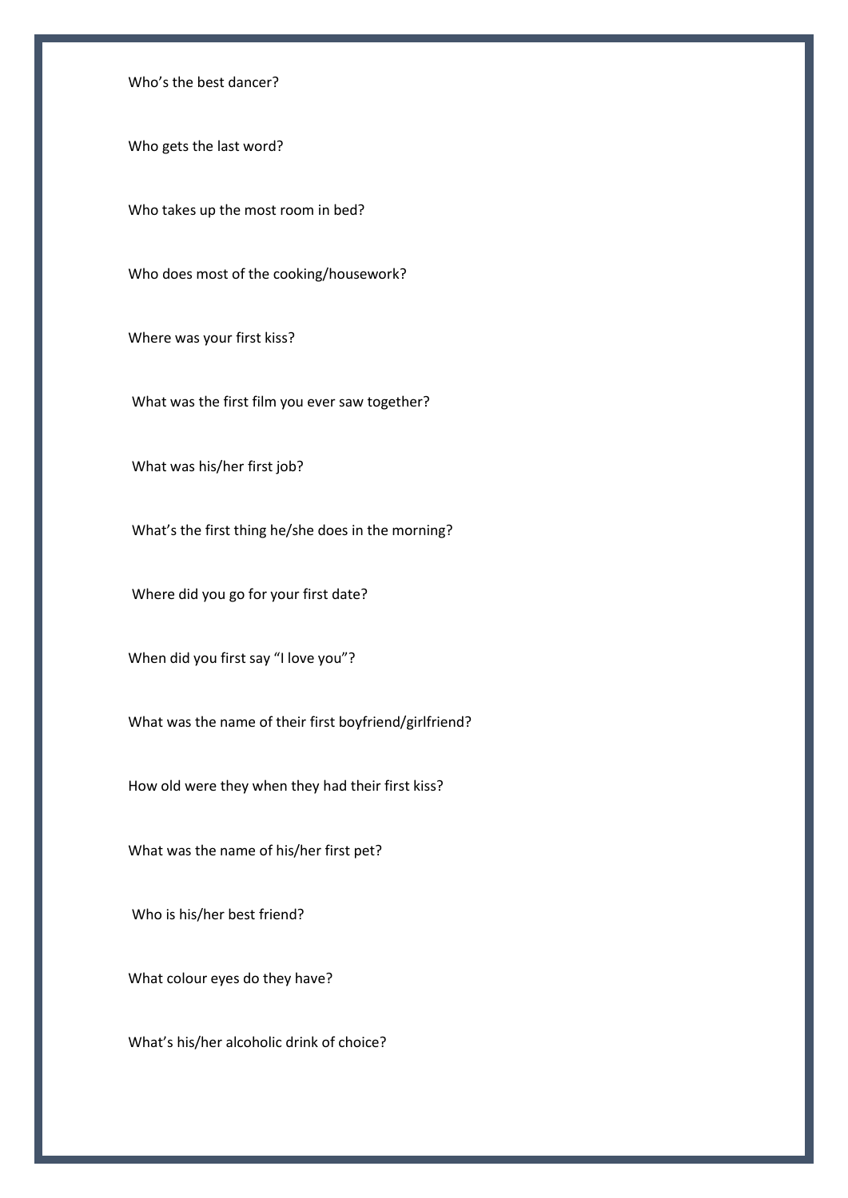Who's the best dancer?

Who gets the last word?

Who takes up the most room in bed?

Who does most of the cooking/housework?

Where was your first kiss?

What was the first film you ever saw together?

What was his/her first job?

What's the first thing he/she does in the morning?

Where did you go for your first date?

When did you first say "I love you"?

What was the name of their first boyfriend/girlfriend?

How old were they when they had their first kiss?

What was the name of his/her first pet?

Who is his/her best friend?

What colour eyes do they have?

What's his/her alcoholic drink of choice?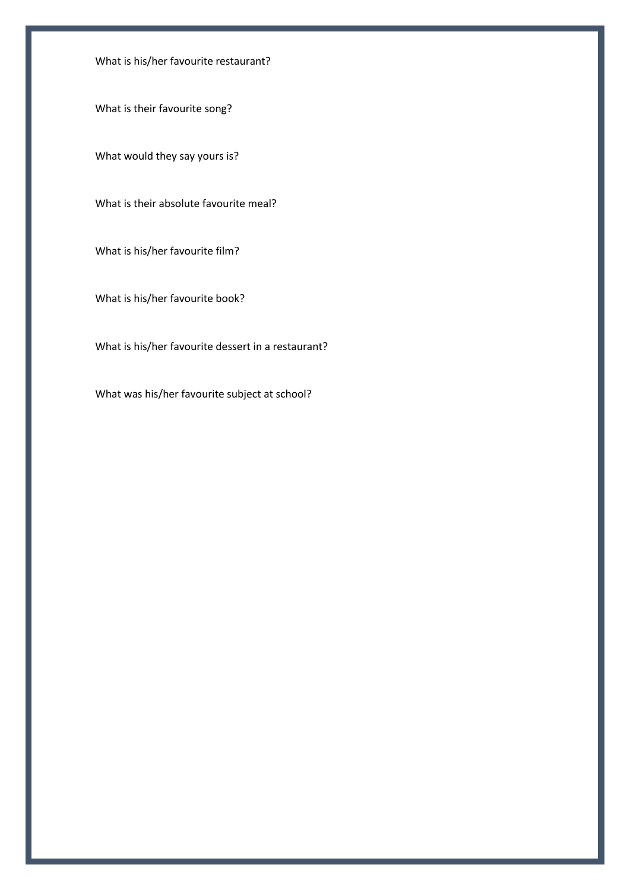What is his/her favourite restaurant?

What is their favourite song?

What would they say yours is?

What is their absolute favourite meal?

What is his/her favourite film?

What is his/her favourite book?

What is his/her favourite dessert in a restaurant?

What was his/her favourite subject at school?